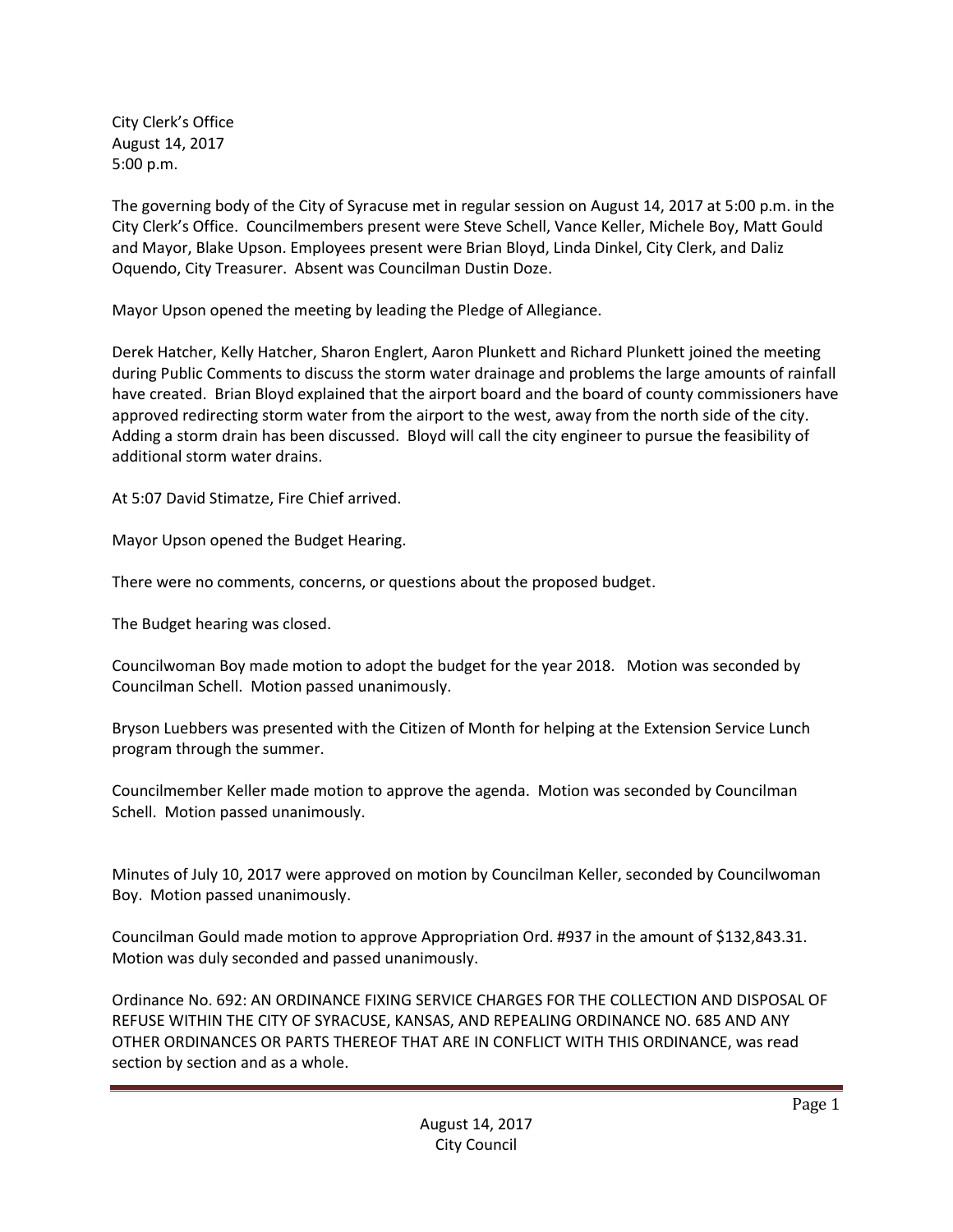City Clerk's Office
August 14, 2017
5:00 p.m.

The governing body of the City of Syracuse met in regular session on August 14, 2017 at 5:00 p.m. in the City Clerk's Office. Councilmembers present were Steve Schell, Vance Keller, Michele Boy, Matt Gould and Mayor, Blake Upson. Employees present were Brian Bloyd, Linda Dinkel, City Clerk, and Daliz Oquendo, City Treasurer. Absent was Councilman Dustin Doze.

Mayor Upson opened the meeting by leading the Pledge of Allegiance.

Derek Hatcher, Kelly Hatcher, Sharon Englert, Aaron Plunkett and Richard Plunkett joined the meeting during Public Comments to discuss the storm water drainage and problems the large amounts of rainfall have created. Brian Bloyd explained that the airport board and the board of county commissioners have approved redirecting storm water from the airport to the west, away from the north side of the city. Adding a storm drain has been discussed. Bloyd will call the city engineer to pursue the feasibility of additional storm water drains.

At 5:07 David Stimatze, Fire Chief arrived.

Mayor Upson opened the Budget Hearing.

There were no comments, concerns, or questions about the proposed budget.

The Budget hearing was closed.

Councilwoman Boy made motion to adopt the budget for the year 2018. Motion was seconded by Councilman Schell. Motion passed unanimously.

Bryson Luebbers was presented with the Citizen of Month for helping at the Extension Service Lunch program through the summer.

Councilmember Keller made motion to approve the agenda. Motion was seconded by Councilman Schell. Motion passed unanimously.

Minutes of July 10, 2017 were approved on motion by Councilman Keller, seconded by Councilwoman Boy. Motion passed unanimously.

Councilman Gould made motion to approve Appropriation Ord. #937 in the amount of $132,843.31. Motion was duly seconded and passed unanimously.

Ordinance No. 692: AN ORDINANCE FIXING SERVICE CHARGES FOR THE COLLECTION AND DISPOSAL OF REFUSE WITHIN THE CITY OF SYRACUSE, KANSAS, AND REPEALING ORDINANCE NO. 685 AND ANY OTHER ORDINANCES OR PARTS THEREOF THAT ARE IN CONFLICT WITH THIS ORDINANCE, was read section by section and as a whole.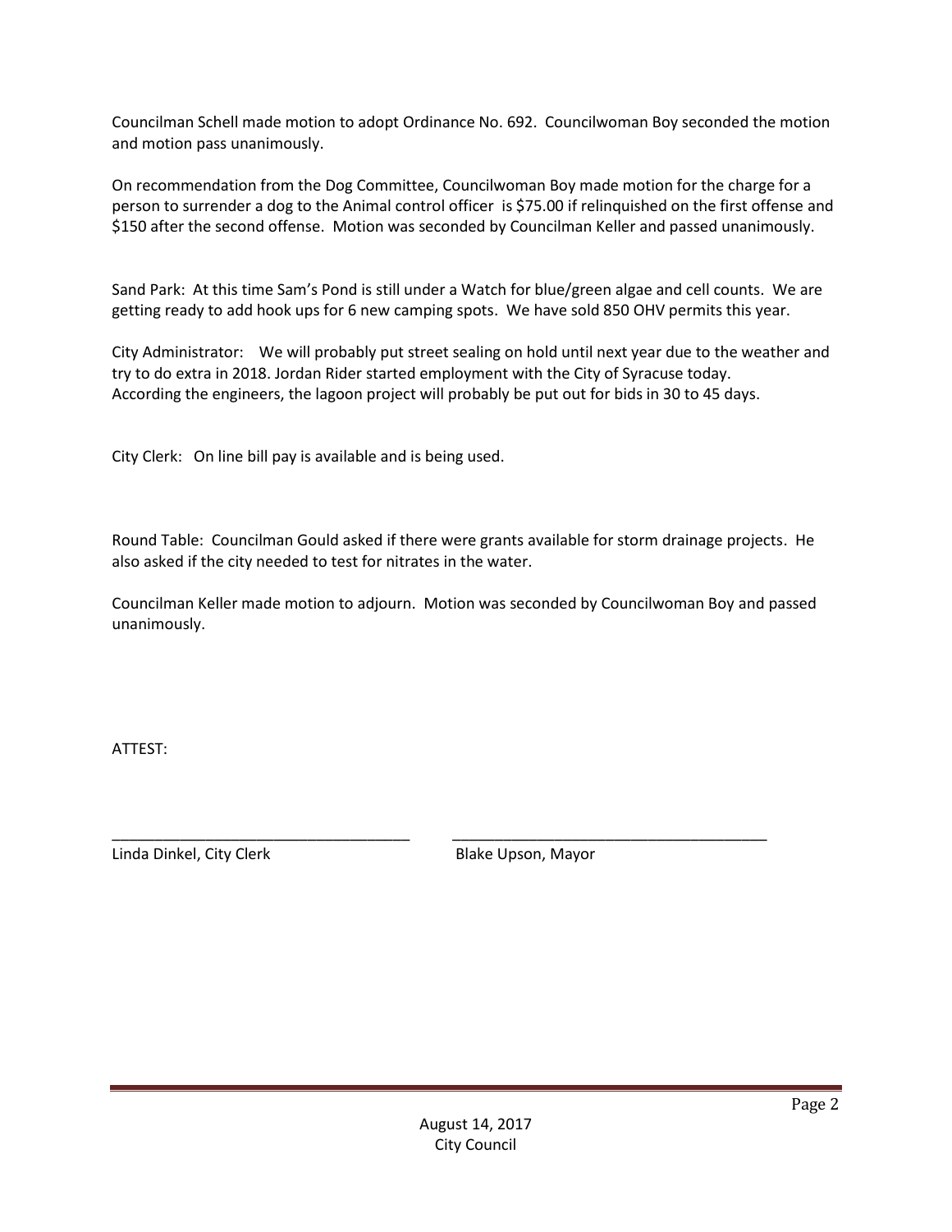Councilman Schell made motion to adopt Ordinance No. 692. Councilwoman Boy seconded the motion and motion pass unanimously.

On recommendation from the Dog Committee, Councilwoman Boy made motion for the charge for a person to surrender a dog to the Animal control officer is $75.00 if relinquished on the first offense and $150 after the second offense. Motion was seconded by Councilman Keller and passed unanimously.

Sand Park: At this time Sam's Pond is still under a Watch for blue/green algae and cell counts. We are getting ready to add hook ups for 6 new camping spots. We have sold 850 OHV permits this year.

City Administrator: We will probably put street sealing on hold until next year due to the weather and try to do extra in 2018. Jordan Rider started employment with the City of Syracuse today. According the engineers, the lagoon project will probably be put out for bids in 30 to 45 days.

City Clerk: On line bill pay is available and is being used.

Round Table: Councilman Gould asked if there were grants available for storm drainage projects. He also asked if the city needed to test for nitrates in the water.

Councilman Keller made motion to adjourn. Motion was seconded by Councilwoman Boy and passed unanimously.

ATTEST:

___________________________________ ______________________________________

Linda Dinkel, City Clerk Blake Upson, Mayor

August 14, 2017
City Council